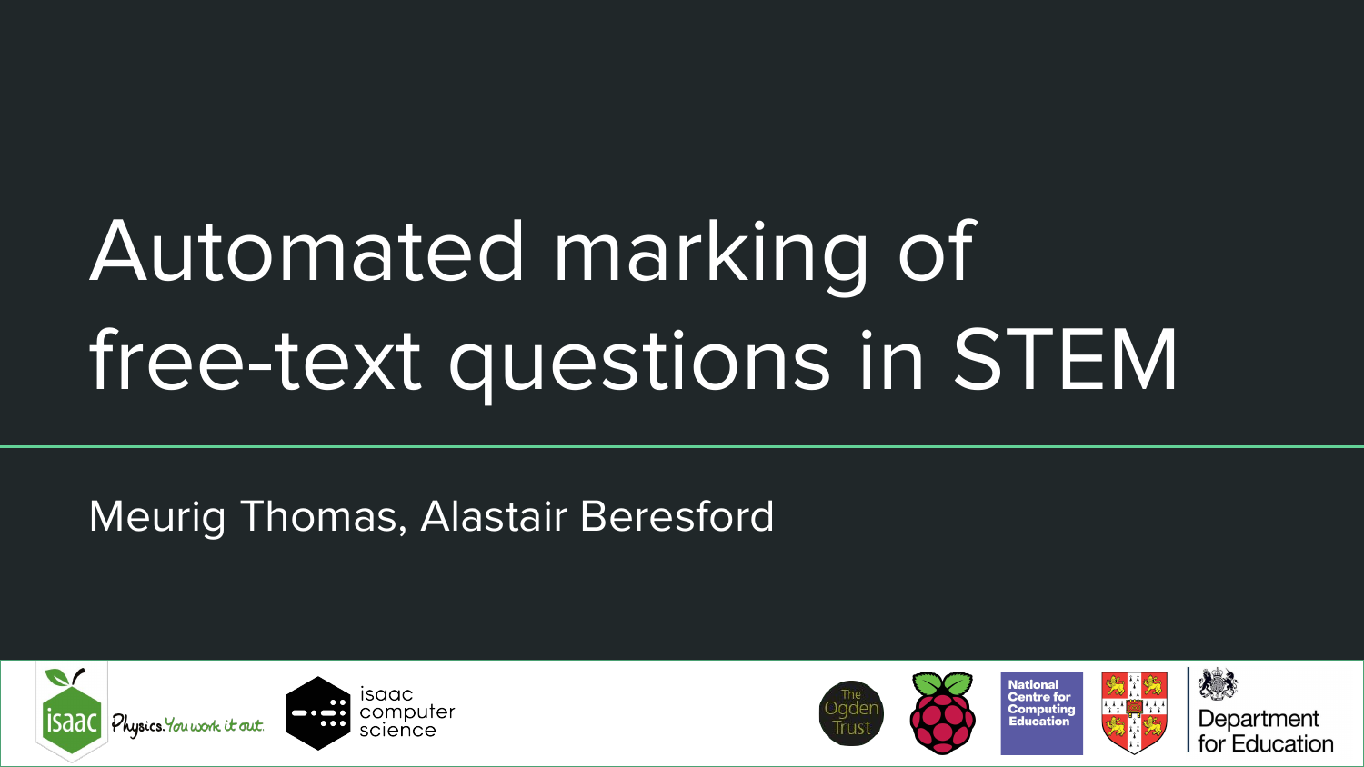# Automated marking of free-text questions in STEM

Meurig Thomas, Alastair Beresford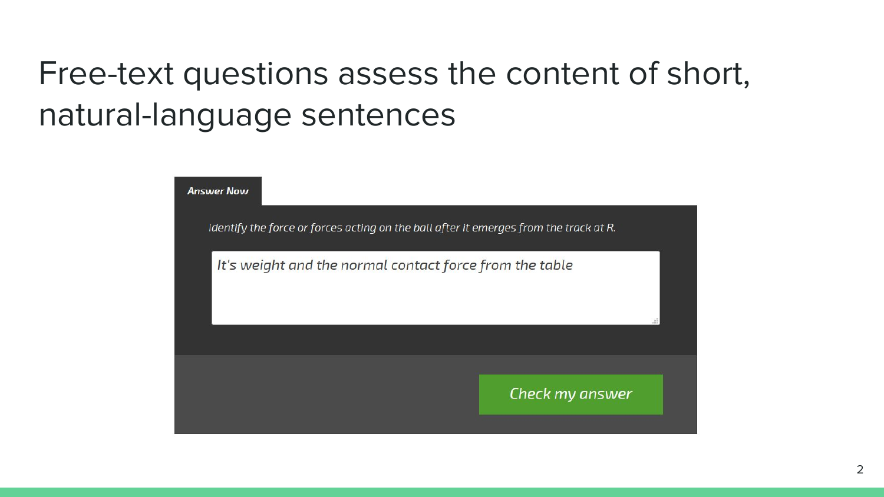# Free-text questions assess the content of short, natural-language sentences

**Answer Now**

*Identify the force or forces acting on the ball after it emerges from the track at R.*

*It's weight and the normal contact force from the table*

*Check my answer*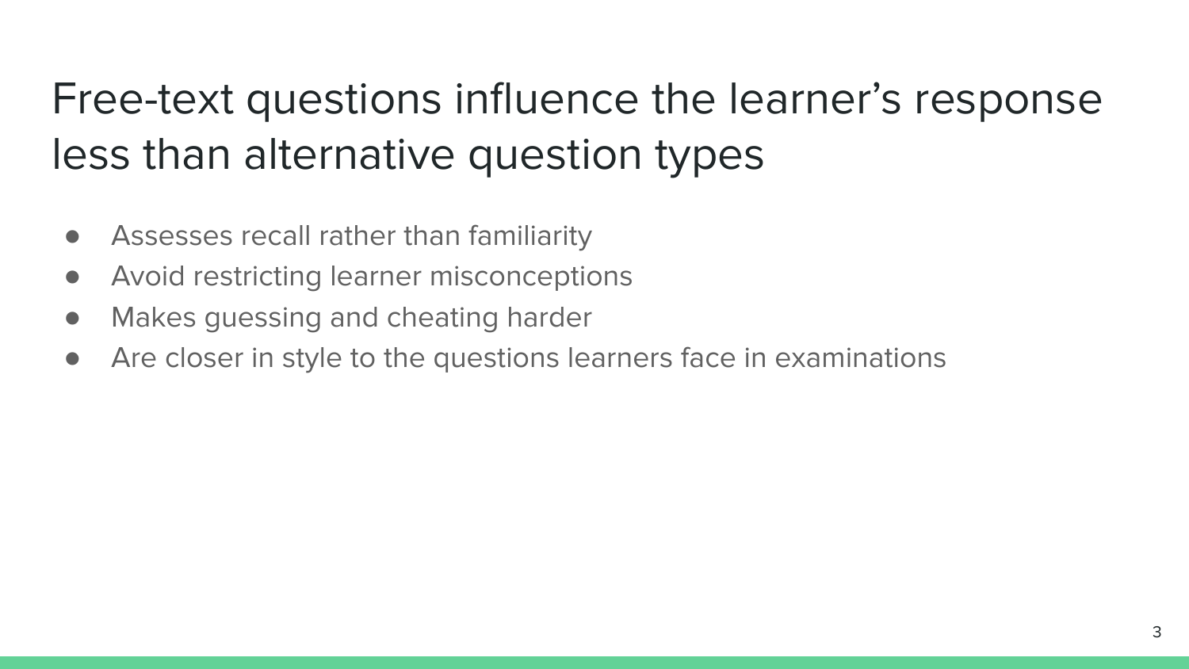# Free-text questions influence the learner’s response less than alternative question types

- Assesses recall rather than familiarity
- Avoid restricting learner misconceptions
- Makes guessing and cheating harder
- Are closer in style to the questions learners face in examinations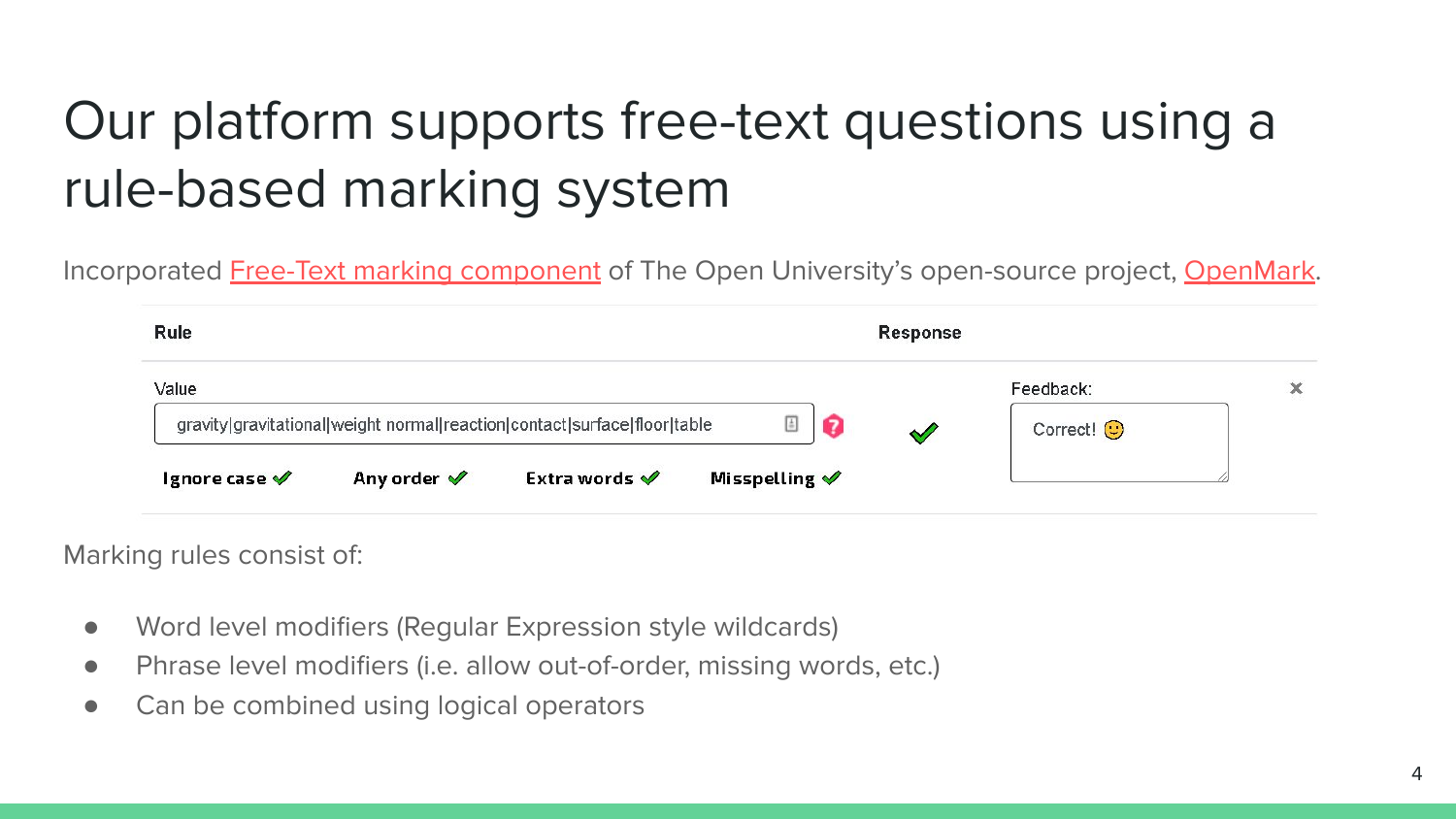# Our platform supports free-text questions using a rule-based marking system

Incorporated Free-Text marking component of The Open University's open-source project, OpenMark.

| Rule | Response | |
|---|---|---|
| Value: gravity\|gravitational\|weight normal\|reaction\|contact\|surface\|floor\|table<br>Ignore case ✔ Any order ✔ Extra words ✔ Misspelling ✔ | ✔ | Feedback: Correct! 🙂 |

Marking rules consist of:

- Word level modifiers (Regular Expression style wildcards)
- Phrase level modifiers (i.e. allow out-of-order, missing words, etc.)
- Can be combined using logical operators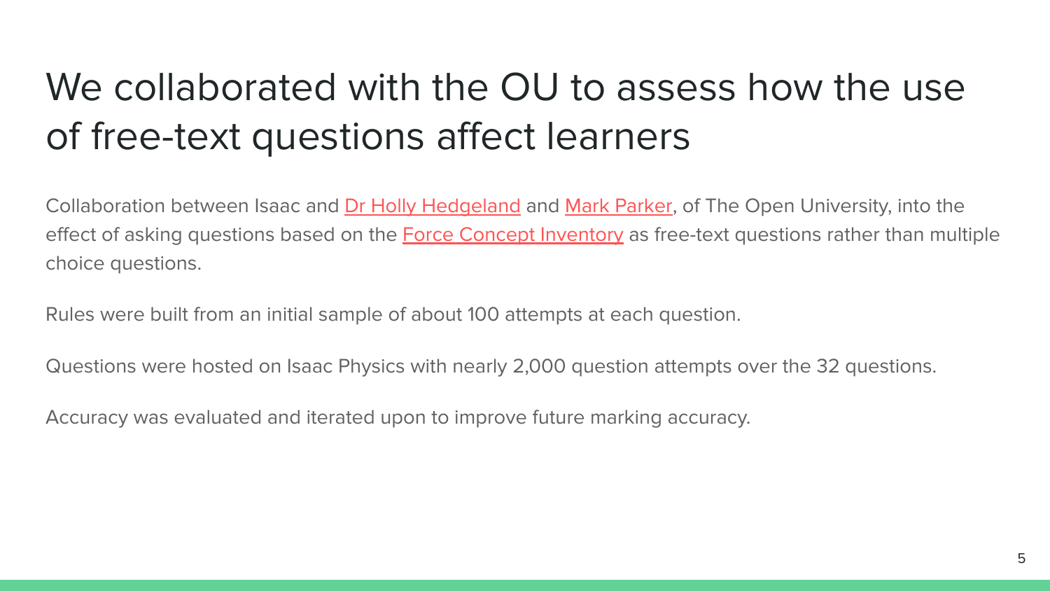# We collaborated with the OU to assess how the use of free-text questions affect learners

Collaboration between Isaac and Dr Holly Hedgeland and Mark Parker, of The Open University, into the effect of asking questions based on the Force Concept Inventory as free-text questions rather than multiple choice questions.

Rules were built from an initial sample of about 100 attempts at each question.

Questions were hosted on Isaac Physics with nearly 2,000 question attempts over the 32 questions.

Accuracy was evaluated and iterated upon to improve future marking accuracy.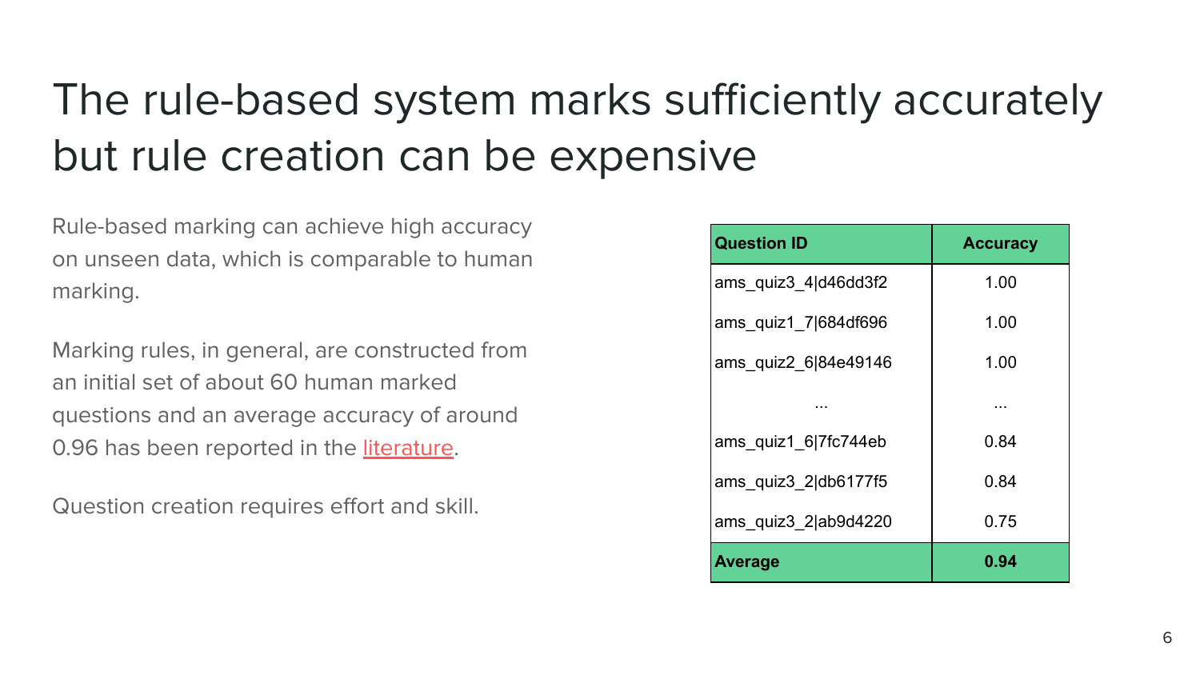# The rule-based system marks sufficiently accurately but rule creation can be expensive

Rule-based marking can achieve high accuracy on unseen data, which is comparable to human marking.

Marking rules, in general, are constructed from an initial set of about 60 human marked questions and an average accuracy of around 0.96 has been reported in the literature.

Question creation requires effort and skill.

| Question ID | Accuracy |
|---|---|
| ams_quiz3_4\|d46dd3f2 | 1.00 |
| ams_quiz1_7\|684df696 | 1.00 |
| ams_quiz2_6\|84e49146 | 1.00 |
| ... | ... |
| ams_quiz1_6\|7fc744eb | 0.84 |
| ams_quiz3_2\|db6177f5 | 0.84 |
| ams_quiz3_2\|ab9d4220 | 0.75 |
| **Average** | **0.94** |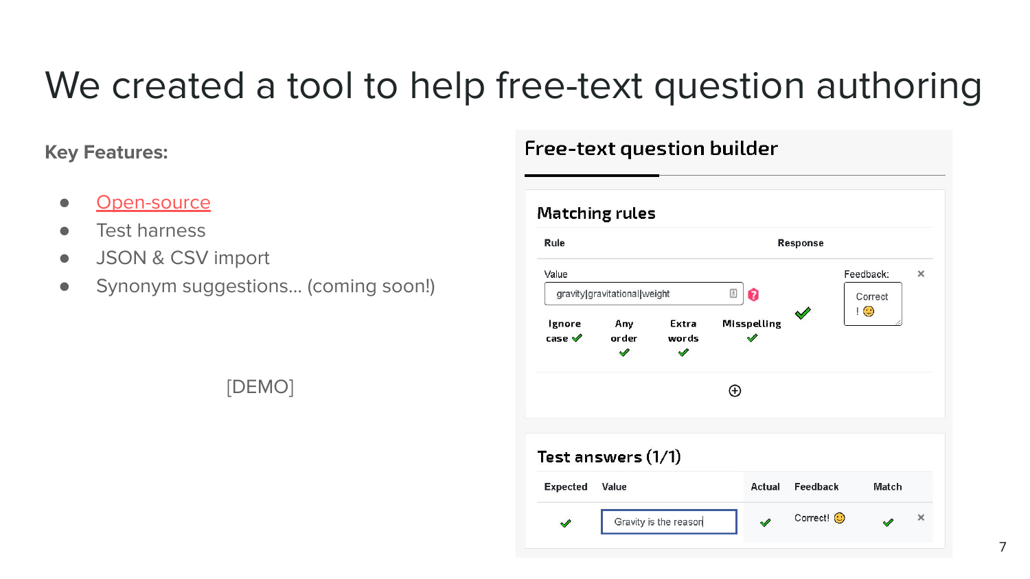# We created a tool to help free-text question authoring

**Key Features:**

- Open-source
- Test harness
- JSON & CSV import
- Synonym suggestions... (coming soon!)

[DEMO]

## Free-text question builder

### Matching rules

| Rule | Response |
| --- | --- |
| Value: gravity\|gravitational\|weight — Ignore case ✓, Any order ✓, Extra words ✓, Misspelling ✓ | ✓ Feedback: Correct! 🙂 |

### Test answers (1/1)

| Expected | Value | Actual | Feedback | Match |
| --- | --- | --- | --- | --- |
| ✓ | Gravity is the reason | ✓ | Correct! 🙂 | ✓ |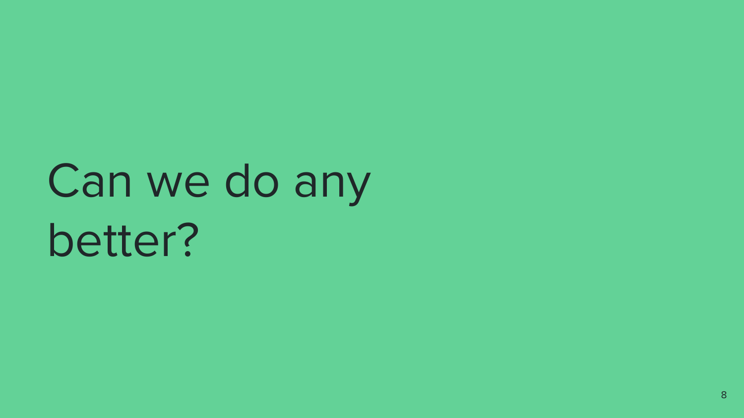# Can we do any better?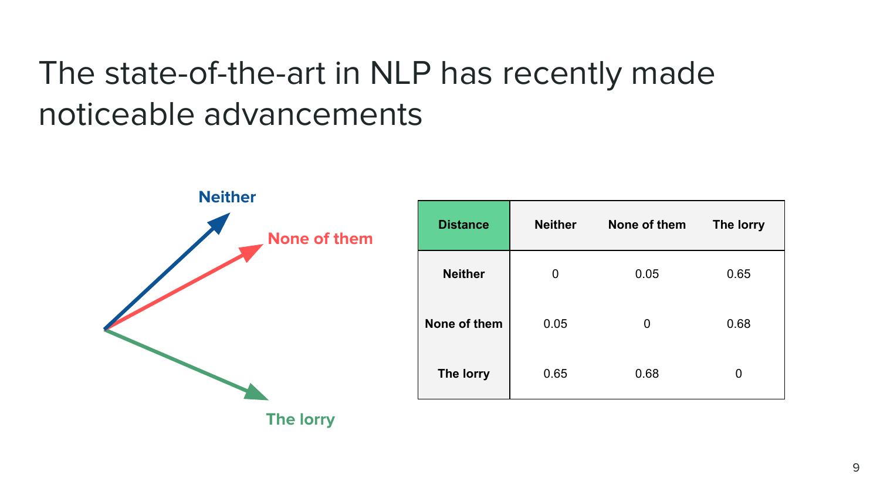# The state-of-the-art in NLP has recently made noticeable advancements

Neither

None of them

The lorry

| Distance | Neither | None of them | The lorry |
|---|---|---|---|
| Neither | 0 | 0.05 | 0.65 |
| None of them | 0.05 | 0 | 0.68 |
| The lorry | 0.65 | 0.68 | 0 |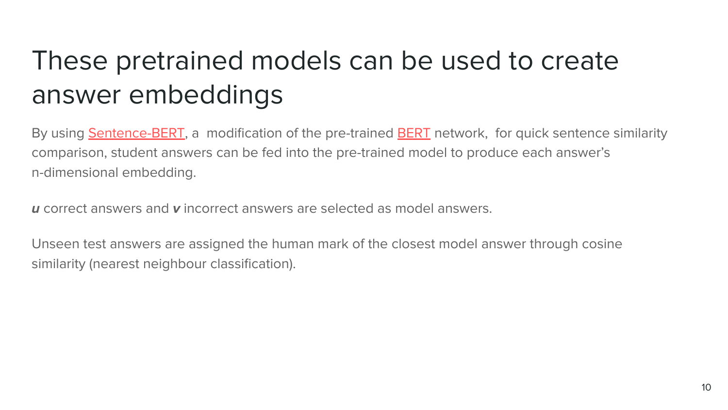# These pretrained models can be used to create answer embeddings

By using [Sentence-BERT](), a modification of the pre-trained [BERT]() network, for quick sentence similarity comparison, student answers can be fed into the pre-trained model to produce each answer's n-dimensional embedding.

***u*** correct answers and ***v*** incorrect answers are selected as model answers.

Unseen test answers are assigned the human mark of the closest model answer through cosine similarity (nearest neighbour classification).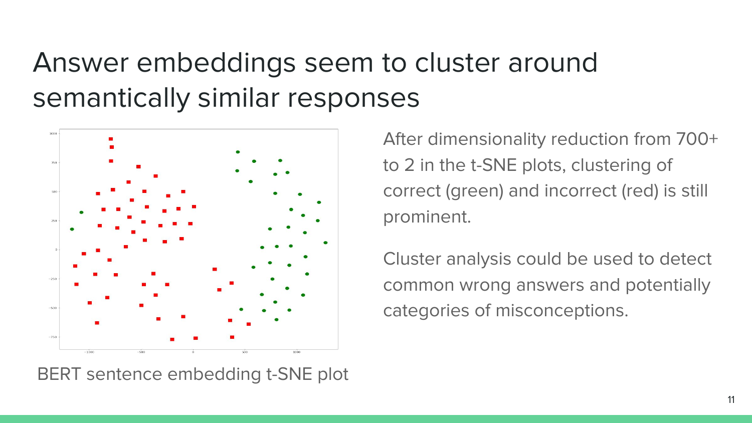# Answer embeddings seem to cluster around semantically similar responses

BERT sentence embedding t-SNE plot

After dimensionality reduction from 700+ to 2 in the t-SNE plots, clustering of correct (green) and incorrect (red) is still prominent.

Cluster analysis could be used to detect common wrong answers and potentially categories of misconceptions.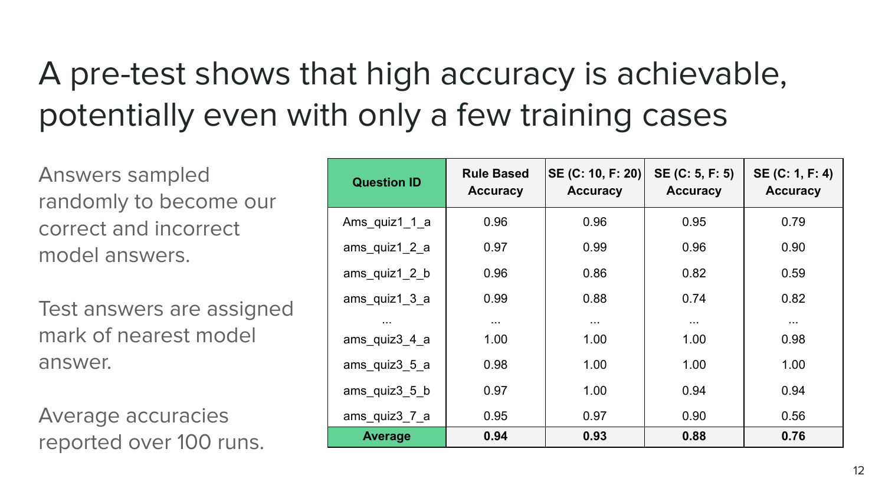# A pre-test shows that high accuracy is achievable, potentially even with only a few training cases

Answers sampled randomly to become our correct and incorrect model answers.

Test answers are assigned mark of nearest model answer.

Average accuracies reported over 100 runs.

| Question ID | Rule Based Accuracy | SE (C: 10, F: 20) Accuracy | SE (C: 5, F: 5) Accuracy | SE (C: 1, F: 4) Accuracy |
|---|---|---|---|---|
| Ams_quiz1_1_a | 0.96 | 0.96 | 0.95 | 0.79 |
| ams_quiz1_2_a | 0.97 | 0.99 | 0.96 | 0.90 |
| ams_quiz1_2_b | 0.96 | 0.86 | 0.82 | 0.59 |
| ams_quiz1_3_a | 0.99 | 0.88 | 0.74 | 0.82 |
| ... | ... | ... | ... | ... |
| ams_quiz3_4_a | 1.00 | 1.00 | 1.00 | 0.98 |
| ams_quiz3_5_a | 0.98 | 1.00 | 1.00 | 1.00 |
| ams_quiz3_5_b | 0.97 | 1.00 | 0.94 | 0.94 |
| ams_quiz3_7_a | 0.95 | 0.97 | 0.90 | 0.56 |
| **Average** | **0.94** | **0.93** | **0.88** | **0.76** |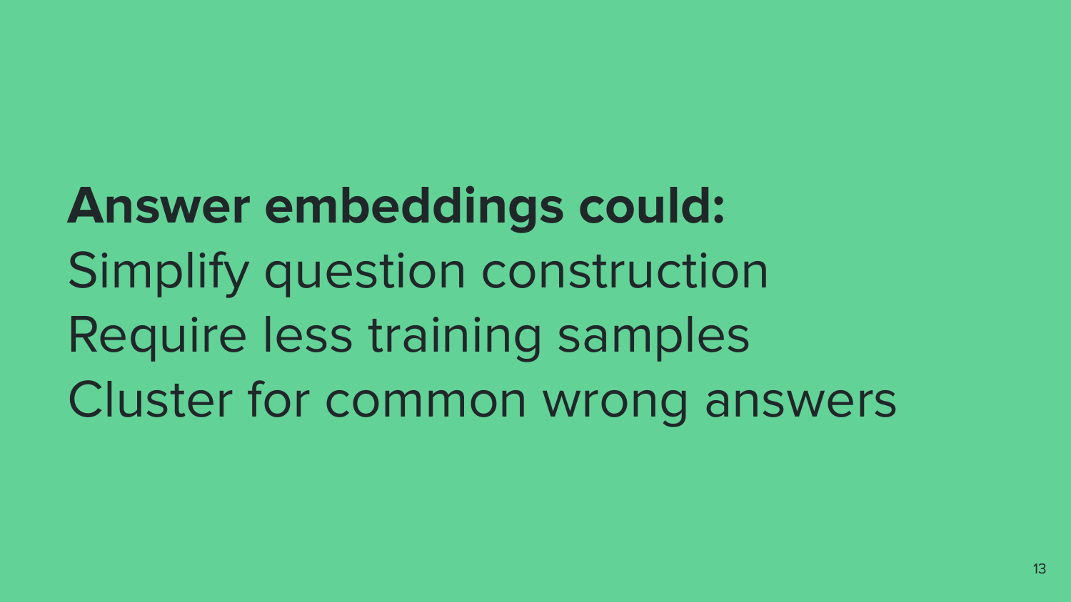**Answer embeddings could:**

Simplify question construction

Require less training samples

Cluster for common wrong answers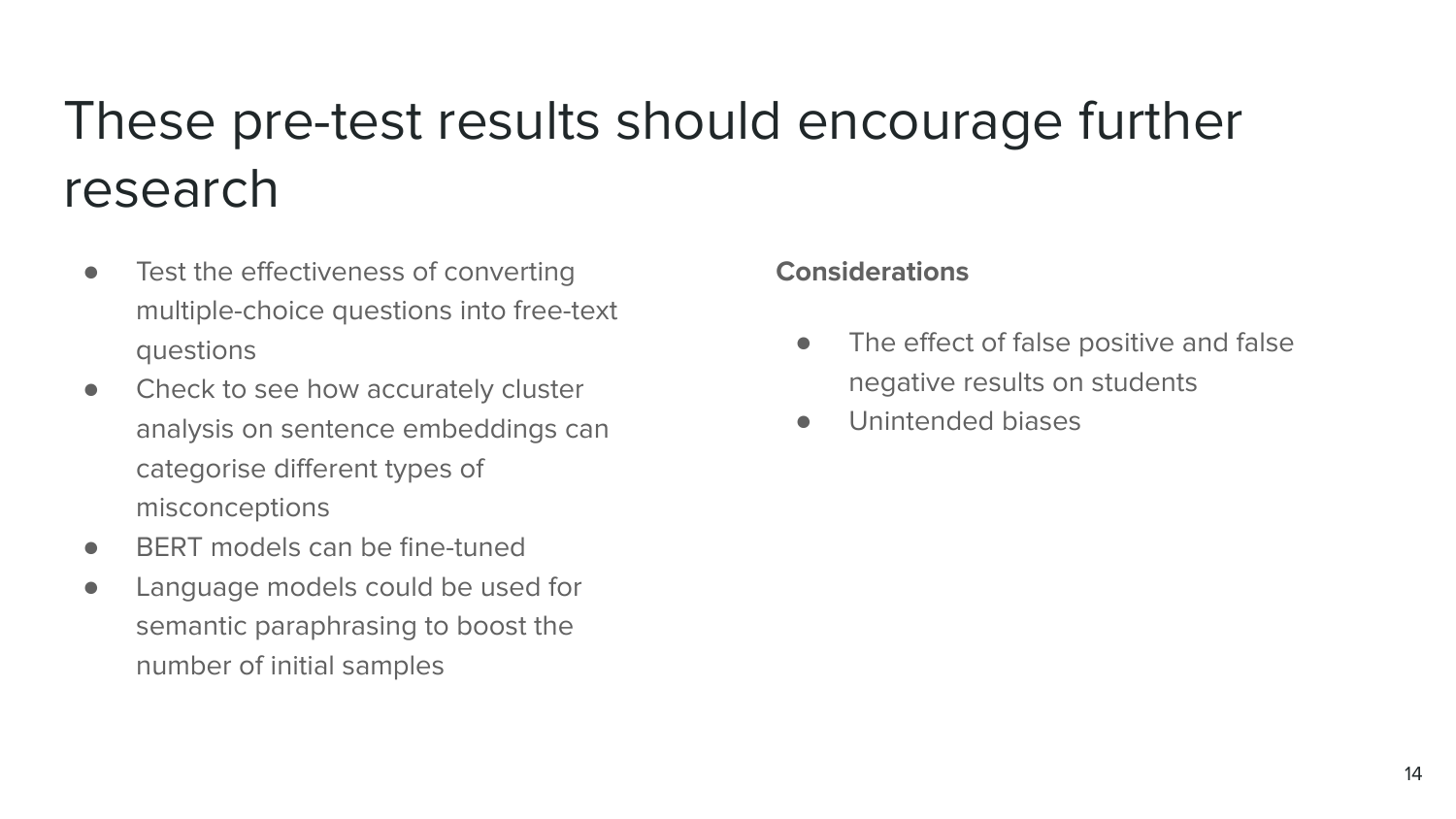# These pre-test results should encourage further research

- Test the effectiveness of converting multiple-choice questions into free-text questions
- Check to see how accurately cluster analysis on sentence embeddings can categorise different types of misconceptions
- BERT models can be fine-tuned
- Language models could be used for semantic paraphrasing to boost the number of initial samples

**Considerations**

- The effect of false positive and false negative results on students
- Unintended biases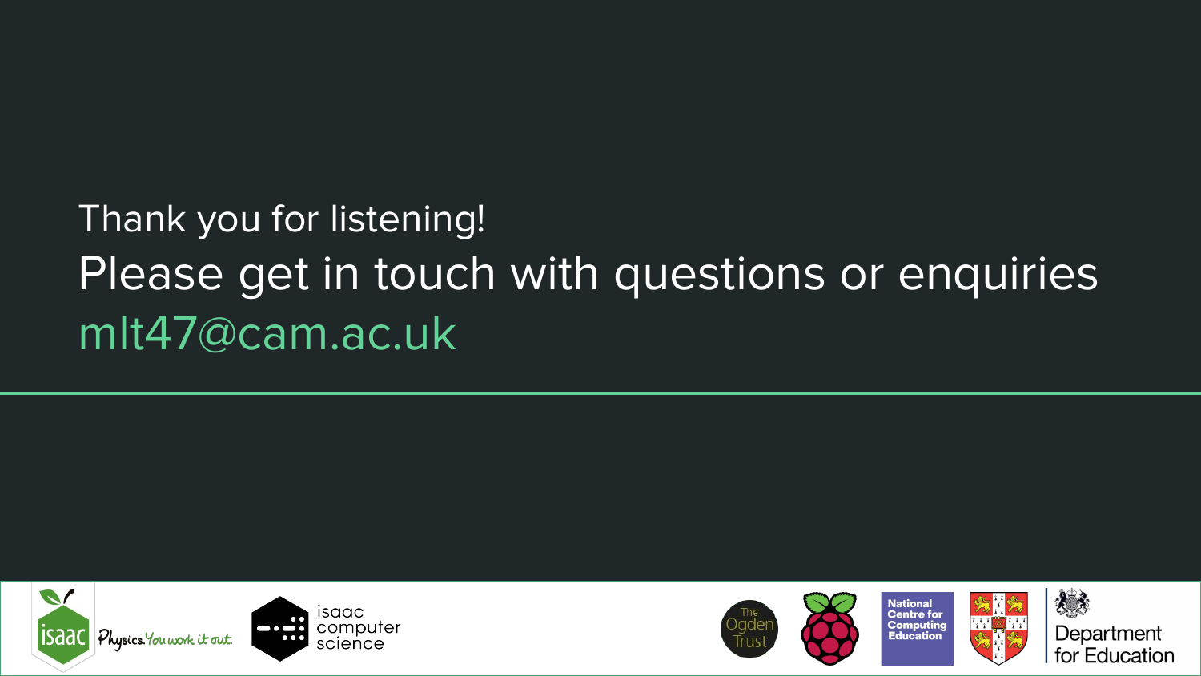Thank you for listening!

Please get in touch with questions or enquiries

mlt47@cam.ac.uk